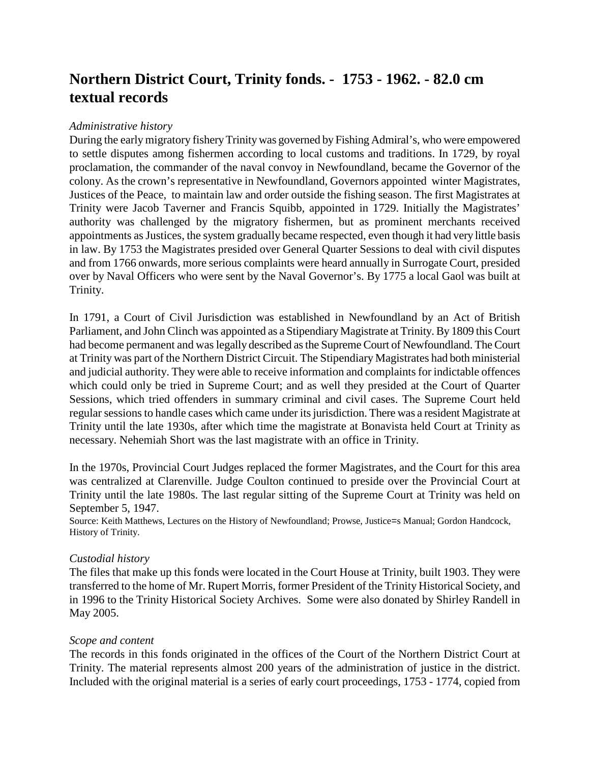# Northern District Court, Trinity fonds. - 1753 - 1962. - 82.0 cm textual records

*Administrative history*

During the early migratory fishery Trinity was governed by Fishing Admiral's, who were empowered to settle disputes among fishermen according to local customs and traditions. In 1729, by royal proclamation, the commander of the naval convoy in Newfoundland, became the Governor of the colony. As the crown's representative in Newfoundland, Governors appointed winter Magistrates, Justices of the Peace, to maintain law and order outside the fishing season. The first Magistrates at Trinity were Jacob Taverner and Francis Squibb, appointed in 1729. Initially the Magistrates' authority was challenged by the migratory fishermen, but as prominent merchants received appointments as Justices, the system gradually became respected, even though it had very little basis in law. By 1753 the Magistrates presided over General Quarter Sessions to deal with civil disputes and from 1766 onwards, more serious complaints were heard annually in Surrogate Court, presided over by Naval Officers who were sent by the Naval Governor's. By 1775 a local Gaol was built at Trinity.

In 1791, a Court of Civil Jurisdiction was established in Newfoundland by an Act of British Parliament, and John Clinch was appointed as a Stipendiary Magistrate at Trinity. By 1809 this Court had become permanent and was legally described as the Supreme Court of Newfoundland. The Court at Trinity was part of the Northern District Circuit. The Stipendiary Magistrates had both ministerial and judicial authority. They were able to receive information and complaints for indictable offences which could only be tried in Supreme Court; and as well they presided at the Court of Quarter Sessions, which tried offenders in summary criminal and civil cases. The Supreme Court held regular sessions to handle cases which came under its jurisdiction. There was a resident Magistrate at Trinity until the late 1930s, after which time the magistrate at Bonavista held Court at Trinity as necessary. Nehemiah Short was the last magistrate with an office in Trinity.

In the 1970s, Provincial Court Judges replaced the former Magistrates, and the Court for this area was centralized at Clarenville. Judge Coulton continued to preside over the Provincial Court at Trinity until the late 1980s. The last regular sitting of the Supreme Court at Trinity was held on September 5, 1947.

Source: Keith Matthews, Lectures on the History of Newfoundland; Prowse, Justice=s Manual; Gordon Handcock, History of Trinity.

*Custodial history*

The files that make up this fonds were located in the Court House at Trinity, built 1903. They were transferred to the home of Mr. Rupert Morris, former President of the Trinity Historical Society, and in 1996 to the Trinity Historical Society Archives. Some were also donated by Shirley Randell in May 2005.

*Scope and content*

The records in this fonds originated in the offices of the Court of the Northern District Court at Trinity. The material represents almost 200 years of the administration of justice in the district. Included with the original material is a series of early court proceedings, 1753 - 1774, copied from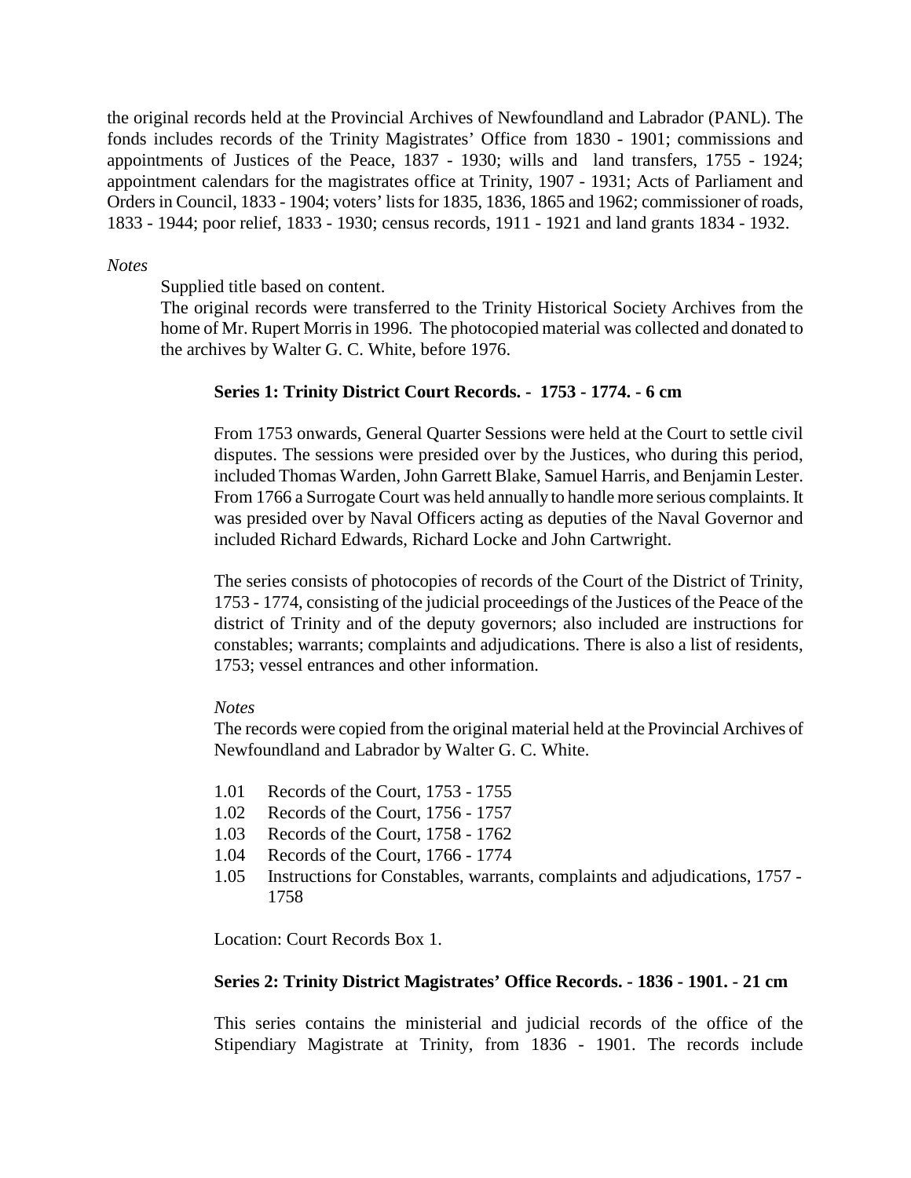the original records held at the Provincial Archives of Newfoundland and Labrador (PANL). The fonds includes records of the Trinity Magistrates' Office from 1830 - 1901; commissions and appointments of Justices of the Peace, 1837 - 1930; wills and land transfers, 1755 - 1924; appointment calendars for the magistrates office at Trinity, 1907 - 1931; Acts of Parliament and Orders in Council, 1833 - 1904; voters' lists for 1835, 1836, 1865 and 1962; commissioner of roads, 1833 - 1944; poor relief, 1833 - 1930; census records, 1911 - 1921 and land grants 1834 - 1932.

*Notes*

Supplied title based on content.

The original records were transferred to the Trinity Historical Society Archives from the home of Mr. Rupert Morris in 1996. The photocopied material was collected and donated to the archives by Walter G. C. White, before 1976.

**Series 1: Trinity District Court Records. - 1753 - 1774. - 6 cm**

From 1753 onwards, General Quarter Sessions were held at the Court to settle civil disputes. The sessions were presided over by the Justices, who during this period, included Thomas Warden, John Garrett Blake, Samuel Harris, and Benjamin Lester. From 1766 a Surrogate Court was held annually to handle more serious complaints. It was presided over by Naval Officers acting as deputies of the Naval Governor and included Richard Edwards, Richard Locke and John Cartwright.

The series consists of photocopies of records of the Court of the District of Trinity, 1753 - 1774, consisting of the judicial proceedings of the Justices of the Peace of the district of Trinity and of the deputy governors; also included are instructions for constables; warrants; complaints and adjudications. There is also a list of residents, 1753; vessel entrances and other information.

*Notes*

The records were copied from the original material held at the Provincial Archives of Newfoundland and Labrador by Walter G. C. White.

1.01 Records of the Court, 1753 - 1755
1.02 Records of the Court, 1756 - 1757
1.03 Records of the Court, 1758 - 1762
1.04 Records of the Court, 1766 - 1774
1.05 Instructions for Constables, warrants, complaints and adjudications, 1757 - 1758

Location: Court Records Box 1.

**Series 2: Trinity District Magistrates' Office Records. - 1836 - 1901. - 21 cm**

This series contains the ministerial and judicial records of the office of the Stipendiary Magistrate at Trinity, from 1836 - 1901. The records include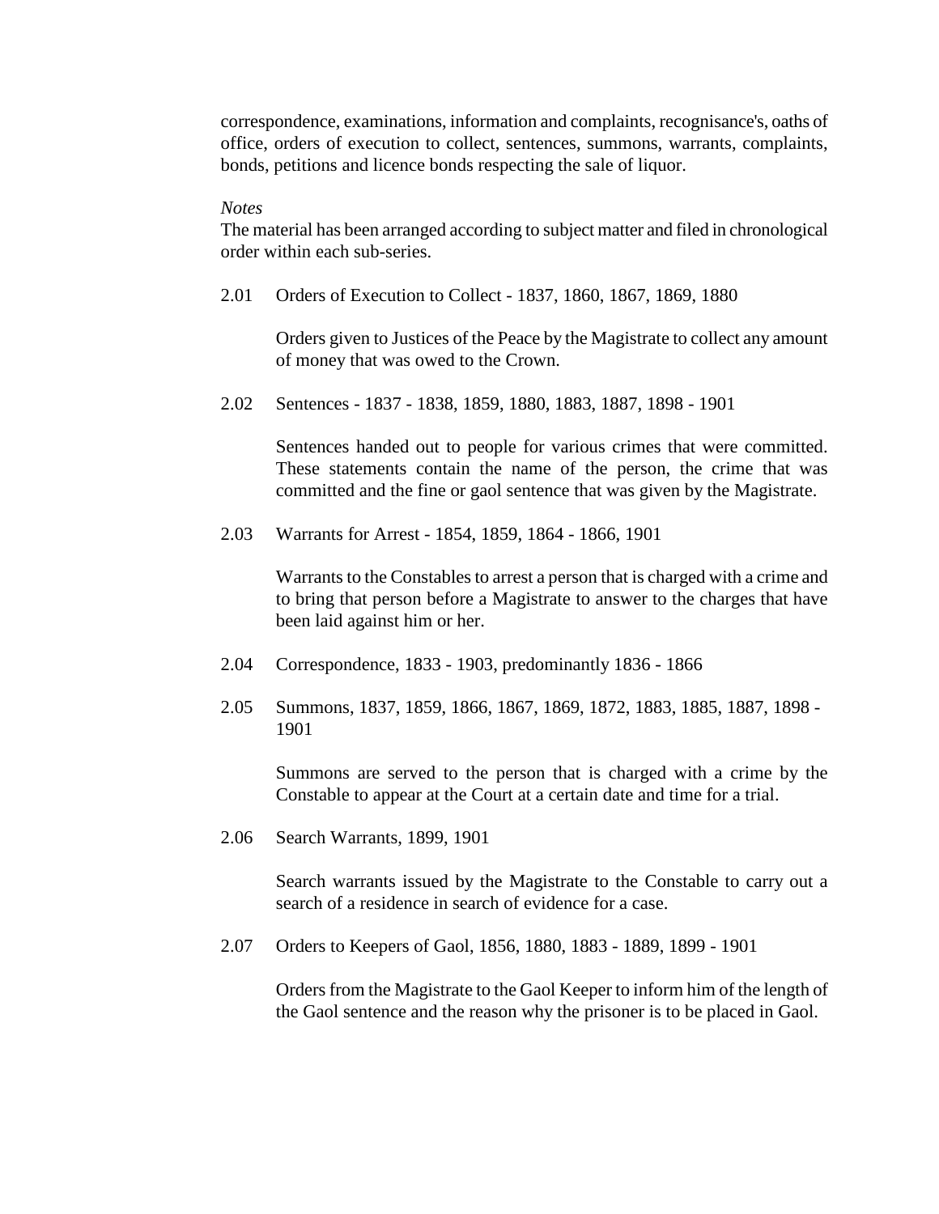correspondence, examinations, information and complaints, recognisance's, oaths of office, orders of execution to collect, sentences, summons, warrants, complaints, bonds, petitions and licence bonds respecting the sale of liquor.

*Notes*

The material has been arranged according to subject matter and filed in chronological order within each sub-series.

2.01 Orders of Execution to Collect - 1837, 1860, 1867, 1869, 1880

Orders given to Justices of the Peace by the Magistrate to collect any amount of money that was owed to the Crown.

2.02 Sentences - 1837 - 1838, 1859, 1880, 1883, 1887, 1898 - 1901

Sentences handed out to people for various crimes that were committed. These statements contain the name of the person, the crime that was committed and the fine or gaol sentence that was given by the Magistrate.

2.03 Warrants for Arrest - 1854, 1859, 1864 - 1866, 1901

Warrants to the Constables to arrest a person that is charged with a crime and to bring that person before a Magistrate to answer to the charges that have been laid against him or her.

2.04 Correspondence, 1833 - 1903, predominantly 1836 - 1866

2.05 Summons, 1837, 1859, 1866, 1867, 1869, 1872, 1883, 1885, 1887, 1898 - 1901

Summons are served to the person that is charged with a crime by the Constable to appear at the Court at a certain date and time for a trial.

2.06 Search Warrants, 1899, 1901

Search warrants issued by the Magistrate to the Constable to carry out a search of a residence in search of evidence for a case.

2.07 Orders to Keepers of Gaol, 1856, 1880, 1883 - 1889, 1899 - 1901

Orders from the Magistrate to the Gaol Keeper to inform him of the length of the Gaol sentence and the reason why the prisoner is to be placed in Gaol.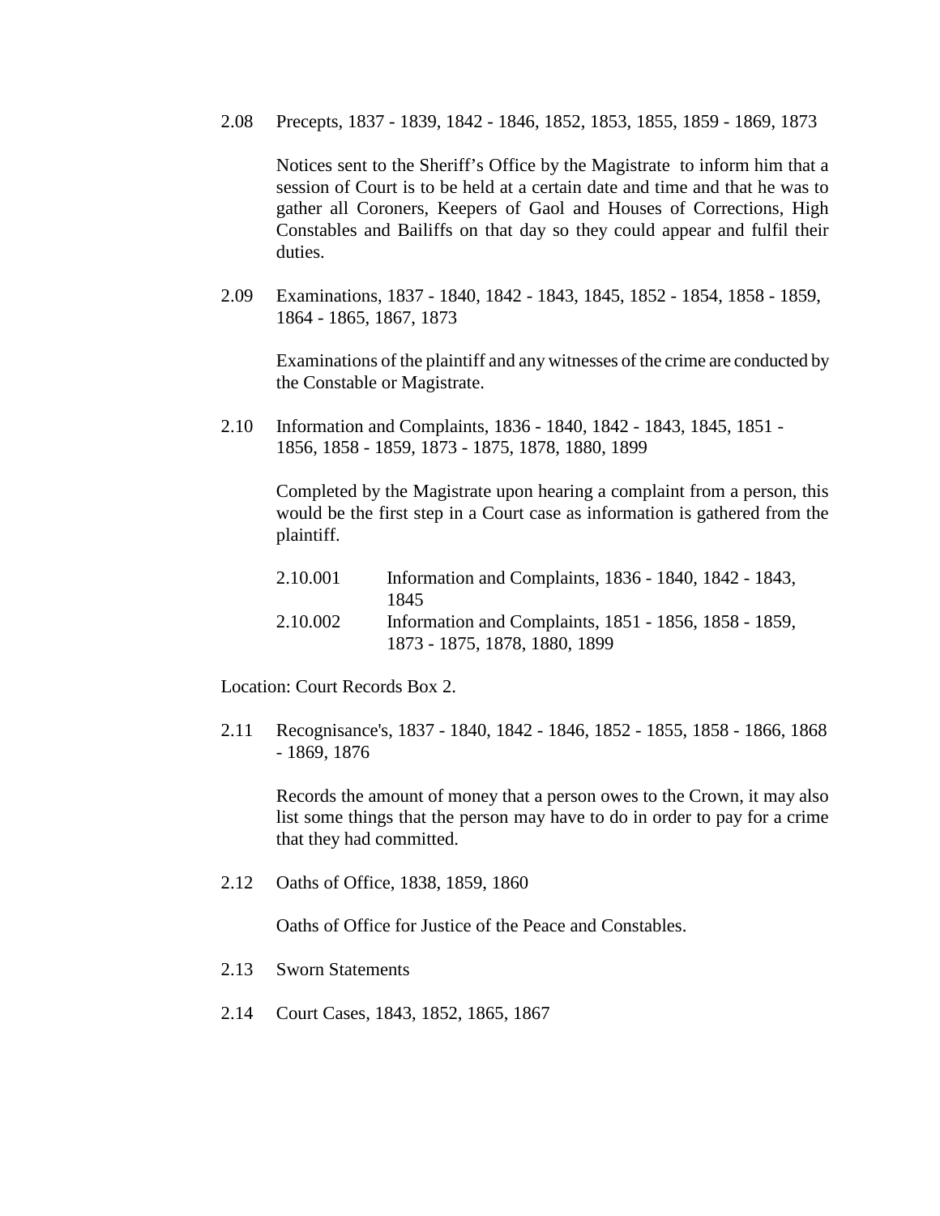2.08 Precepts, 1837 - 1839, 1842 - 1846, 1852, 1853, 1855, 1859 - 1869, 1873

Notices sent to the Sheriff's Office by the Magistrate to inform him that a session of Court is to be held at a certain date and time and that he was to gather all Coroners, Keepers of Gaol and Houses of Corrections, High Constables and Bailiffs on that day so they could appear and fulfil their duties.

2.09 Examinations, 1837 - 1840, 1842 - 1843, 1845, 1852 - 1854, 1858 - 1859, 1864 - 1865, 1867, 1873

Examinations of the plaintiff and any witnesses of the crime are conducted by the Constable or Magistrate.

2.10 Information and Complaints, 1836 - 1840, 1842 - 1843, 1845, 1851 - 1856, 1858 - 1859, 1873 - 1875, 1878, 1880, 1899

Completed by the Magistrate upon hearing a complaint from a person, this would be the first step in a Court case as information is gathered from the plaintiff.

| | |
|---|---|
| 2.10.001 | Information and Complaints, 1836 - 1840, 1842 - 1843, 1845 |
| 2.10.002 | Information and Complaints, 1851 - 1856, 1858 - 1859, 1873 - 1875, 1878, 1880, 1899 |

Location: Court Records Box 2.

2.11 Recognisance's, 1837 - 1840, 1842 - 1846, 1852 - 1855, 1858 - 1866, 1868 - 1869, 1876

Records the amount of money that a person owes to the Crown, it may also list some things that the person may have to do in order to pay for a crime that they had committed.

2.12 Oaths of Office, 1838, 1859, 1860

Oaths of Office for Justice of the Peace and Constables.

2.13 Sworn Statements

2.14 Court Cases, 1843, 1852, 1865, 1867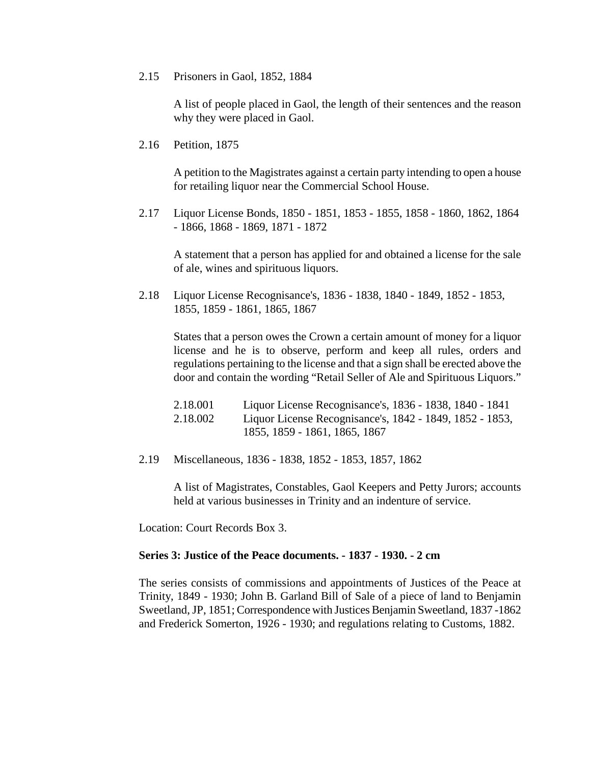2.15 Prisoners in Gaol, 1852, 1884

A list of people placed in Gaol, the length of their sentences and the reason why they were placed in Gaol.

2.16 Petition, 1875

A petition to the Magistrates against a certain party intending to open a house for retailing liquor near the Commercial School House.

2.17 Liquor License Bonds, 1850 - 1851, 1853 - 1855, 1858 - 1860, 1862, 1864 - 1866, 1868 - 1869, 1871 - 1872

A statement that a person has applied for and obtained a license for the sale of ale, wines and spirituous liquors.

2.18 Liquor License Recognisance's, 1836 - 1838, 1840 - 1849, 1852 - 1853, 1855, 1859 - 1861, 1865, 1867

States that a person owes the Crown a certain amount of money for a liquor license and he is to observe, perform and keep all rules, orders and regulations pertaining to the license and that a sign shall be erected above the door and contain the wording "Retail Seller of Ale and Spirituous Liquors."

2.18.001 Liquor License Recognisance's, 1836 - 1838, 1840 - 1841
2.18.002 Liquor License Recognisance's, 1842 - 1849, 1852 - 1853, 1855, 1859 - 1861, 1865, 1867

2.19 Miscellaneous, 1836 - 1838, 1852 - 1853, 1857, 1862

A list of Magistrates, Constables, Gaol Keepers and Petty Jurors; accounts held at various businesses in Trinity and an indenture of service.

Location: Court Records Box 3.

**Series 3: Justice of the Peace documents. - 1837 - 1930. - 2 cm**

The series consists of commissions and appointments of Justices of the Peace at Trinity, 1849 - 1930; John B. Garland Bill of Sale of a piece of land to Benjamin Sweetland, JP, 1851; Correspondence with Justices Benjamin Sweetland, 1837 -1862 and Frederick Somerton, 1926 - 1930; and regulations relating to Customs, 1882.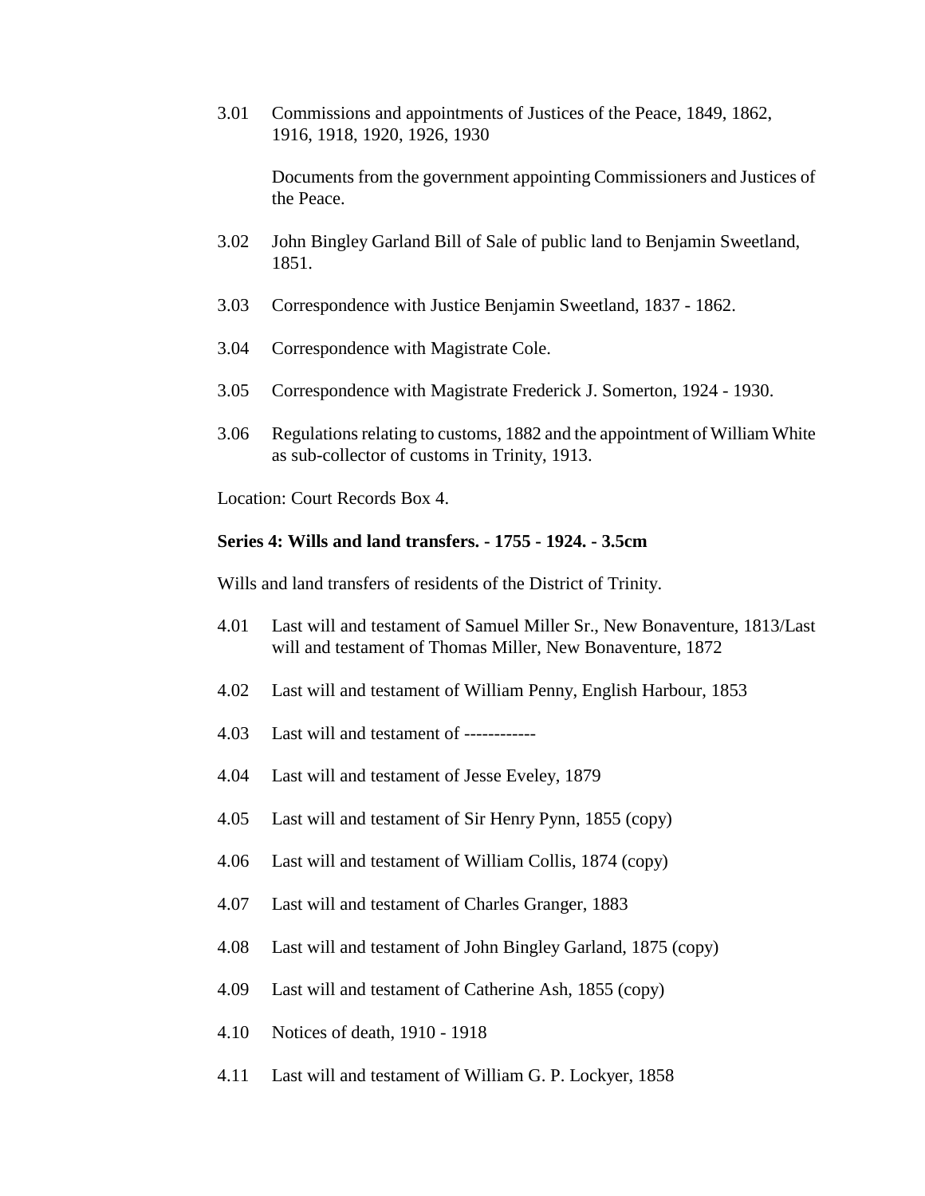3.01 Commissions and appointments of Justices of the Peace, 1849, 1862, 1916, 1918, 1920, 1926, 1930

Documents from the government appointing Commissioners and Justices of the Peace.

3.02 John Bingley Garland Bill of Sale of public land to Benjamin Sweetland, 1851.

3.03 Correspondence with Justice Benjamin Sweetland, 1837 - 1862.

3.04 Correspondence with Magistrate Cole.

3.05 Correspondence with Magistrate Frederick J. Somerton, 1924 - 1930.

3.06 Regulations relating to customs, 1882 and the appointment of William White as sub-collector of customs in Trinity, 1913.

Location: Court Records Box 4.

**Series 4: Wills and land transfers. - 1755 - 1924. - 3.5cm**

Wills and land transfers of residents of the District of Trinity.

4.01 Last will and testament of Samuel Miller Sr., New Bonaventure, 1813/Last will and testament of Thomas Miller, New Bonaventure, 1872

4.02 Last will and testament of William Penny, English Harbour, 1853

4.03 Last will and testament of ------------

4.04 Last will and testament of Jesse Eveley, 1879

4.05 Last will and testament of Sir Henry Pynn, 1855 (copy)

4.06 Last will and testament of William Collis, 1874 (copy)

4.07 Last will and testament of Charles Granger, 1883

4.08 Last will and testament of John Bingley Garland, 1875 (copy)

4.09 Last will and testament of Catherine Ash, 1855 (copy)

4.10 Notices of death, 1910 - 1918

4.11 Last will and testament of William G. P. Lockyer, 1858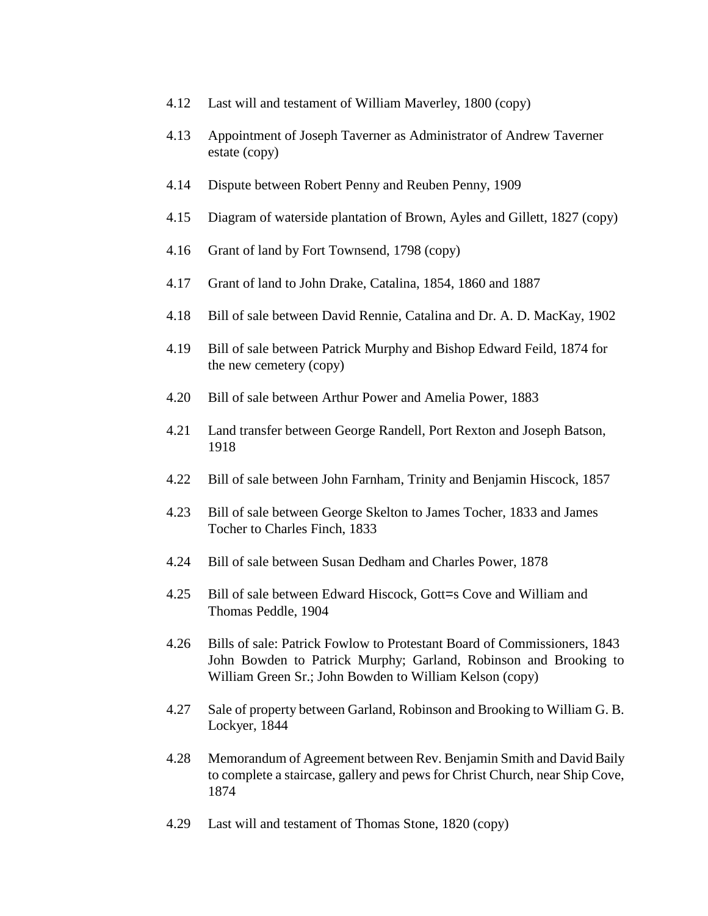4.12 Last will and testament of William Maverley, 1800 (copy)

4.13 Appointment of Joseph Taverner as Administrator of Andrew Taverner estate (copy)

4.14 Dispute between Robert Penny and Reuben Penny, 1909

4.15 Diagram of waterside plantation of Brown, Ayles and Gillett, 1827 (copy)

4.16 Grant of land by Fort Townsend, 1798 (copy)

4.17 Grant of land to John Drake, Catalina, 1854, 1860 and 1887

4.18 Bill of sale between David Rennie, Catalina and Dr. A. D. MacKay, 1902

4.19 Bill of sale between Patrick Murphy and Bishop Edward Feild, 1874 for the new cemetery (copy)

4.20 Bill of sale between Arthur Power and Amelia Power, 1883

4.21 Land transfer between George Randell, Port Rexton and Joseph Batson, 1918

4.22 Bill of sale between John Farnham, Trinity and Benjamin Hiscock, 1857

4.23 Bill of sale between George Skelton to James Tocher, 1833 and James Tocher to Charles Finch, 1833

4.24 Bill of sale between Susan Dedham and Charles Power, 1878

4.25 Bill of sale between Edward Hiscock, Gott=s Cove and William and Thomas Peddle, 1904

4.26 Bills of sale: Patrick Fowlow to Protestant Board of Commissioners, 1843 John Bowden to Patrick Murphy; Garland, Robinson and Brooking to William Green Sr.; John Bowden to William Kelson (copy)

4.27 Sale of property between Garland, Robinson and Brooking to William G. B. Lockyer, 1844

4.28 Memorandum of Agreement between Rev. Benjamin Smith and David Baily to complete a staircase, gallery and pews for Christ Church, near Ship Cove, 1874

4.29 Last will and testament of Thomas Stone, 1820 (copy)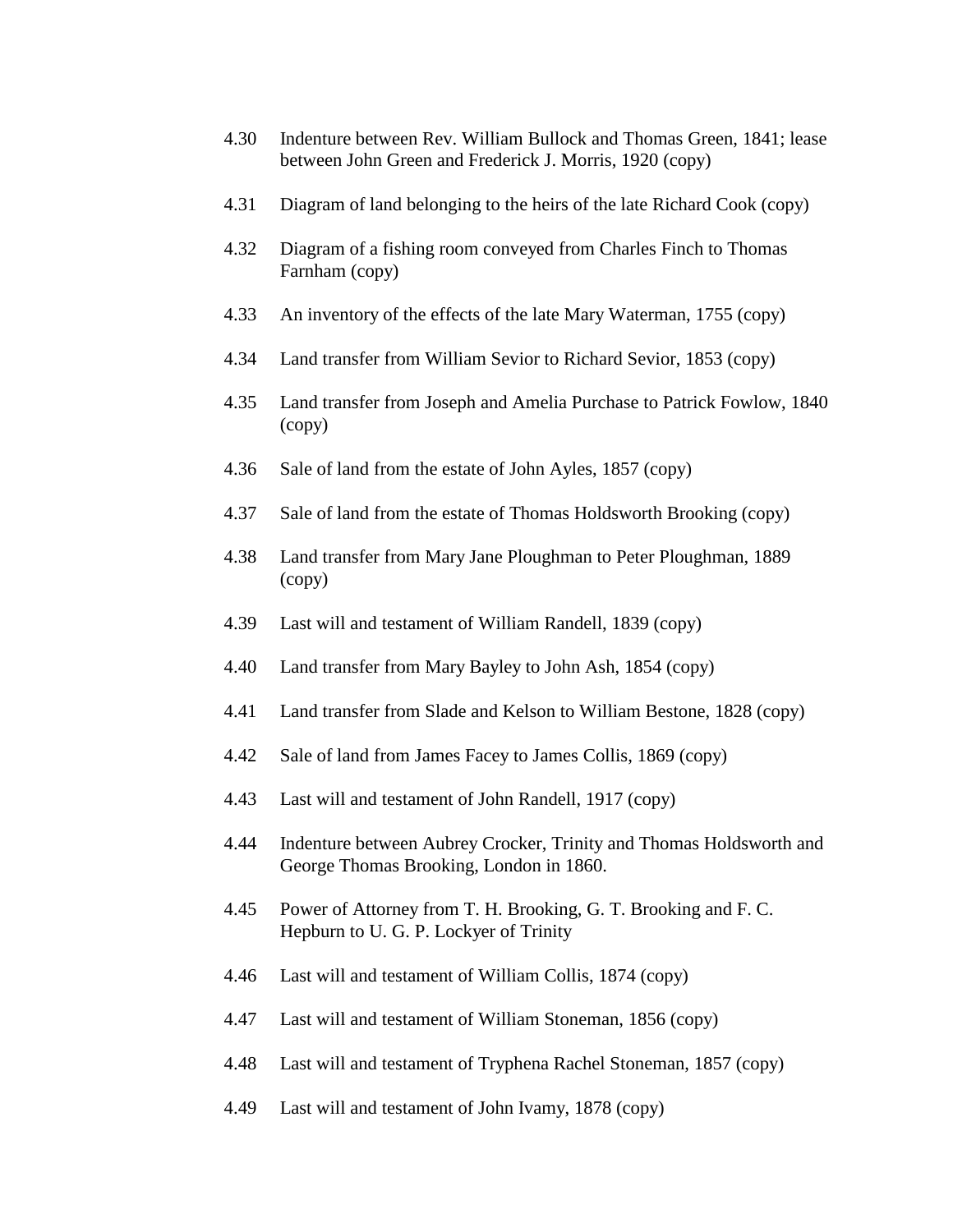4.30 Indenture between Rev. William Bullock and Thomas Green, 1841; lease between John Green and Frederick J. Morris, 1920 (copy)

4.31 Diagram of land belonging to the heirs of the late Richard Cook (copy)

4.32 Diagram of a fishing room conveyed from Charles Finch to Thomas Farnham (copy)

4.33 An inventory of the effects of the late Mary Waterman, 1755 (copy)

4.34 Land transfer from William Sevior to Richard Sevior, 1853 (copy)

4.35 Land transfer from Joseph and Amelia Purchase to Patrick Fowlow, 1840 (copy)

4.36 Sale of land from the estate of John Ayles, 1857 (copy)

4.37 Sale of land from the estate of Thomas Holdsworth Brooking (copy)

4.38 Land transfer from Mary Jane Ploughman to Peter Ploughman, 1889 (copy)

4.39 Last will and testament of William Randell, 1839 (copy)

4.40 Land transfer from Mary Bayley to John Ash, 1854 (copy)

4.41 Land transfer from Slade and Kelson to William Bestone, 1828 (copy)

4.42 Sale of land from James Facey to James Collis, 1869 (copy)

4.43 Last will and testament of John Randell, 1917 (copy)

4.44 Indenture between Aubrey Crocker, Trinity and Thomas Holdsworth and George Thomas Brooking, London in 1860.

4.45 Power of Attorney from T. H. Brooking, G. T. Brooking and F. C. Hepburn to U. G. P. Lockyer of Trinity

4.46 Last will and testament of William Collis, 1874 (copy)

4.47 Last will and testament of William Stoneman, 1856 (copy)

4.48 Last will and testament of Tryphena Rachel Stoneman, 1857 (copy)

4.49 Last will and testament of John Ivamy, 1878 (copy)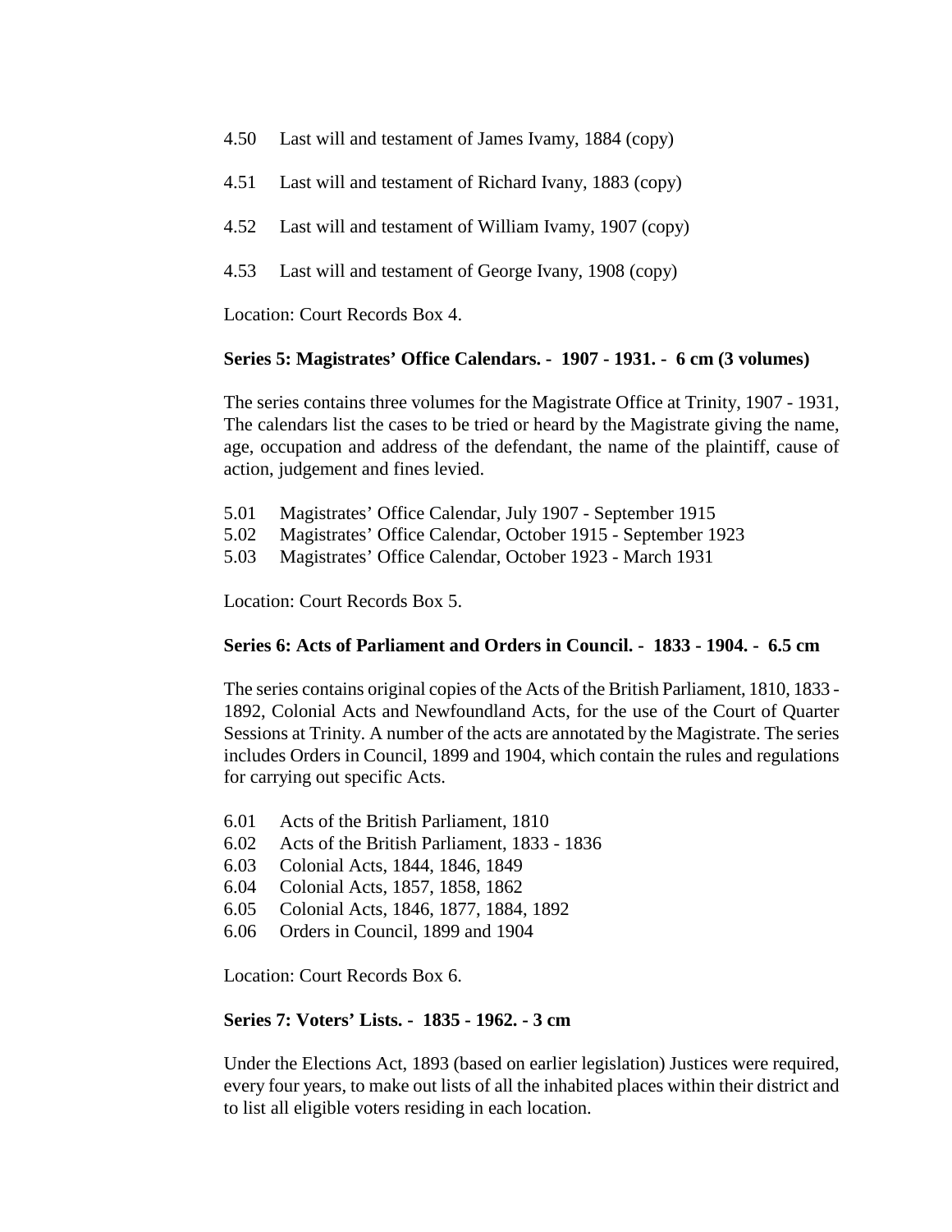4.50 Last will and testament of James Ivamy, 1884 (copy)

4.51 Last will and testament of Richard Ivany, 1883 (copy)

4.52 Last will and testament of William Ivamy, 1907 (copy)

4.53 Last will and testament of George Ivany, 1908 (copy)

Location: Court Records Box 4.

**Series 5: Magistrates' Office Calendars. - 1907 - 1931. - 6 cm (3 volumes)**

The series contains three volumes for the Magistrate Office at Trinity, 1907 - 1931, The calendars list the cases to be tried or heard by the Magistrate giving the name, age, occupation and address of the defendant, the name of the plaintiff, cause of action, judgement and fines levied.

5.01 Magistrates' Office Calendar, July 1907 - September 1915
5.02 Magistrates' Office Calendar, October 1915 - September 1923
5.03 Magistrates' Office Calendar, October 1923 - March 1931

Location: Court Records Box 5.

**Series 6: Acts of Parliament and Orders in Council. - 1833 - 1904. - 6.5 cm**

The series contains original copies of the Acts of the British Parliament, 1810, 1833 - 1892, Colonial Acts and Newfoundland Acts, for the use of the Court of Quarter Sessions at Trinity. A number of the acts are annotated by the Magistrate. The series includes Orders in Council, 1899 and 1904, which contain the rules and regulations for carrying out specific Acts.

6.01 Acts of the British Parliament, 1810
6.02 Acts of the British Parliament, 1833 - 1836
6.03 Colonial Acts, 1844, 1846, 1849
6.04 Colonial Acts, 1857, 1858, 1862
6.05 Colonial Acts, 1846, 1877, 1884, 1892
6.06 Orders in Council, 1899 and 1904

Location: Court Records Box 6.

**Series 7: Voters' Lists. - 1835 - 1962. - 3 cm**

Under the Elections Act, 1893 (based on earlier legislation) Justices were required, every four years, to make out lists of all the inhabited places within their district and to list all eligible voters residing in each location.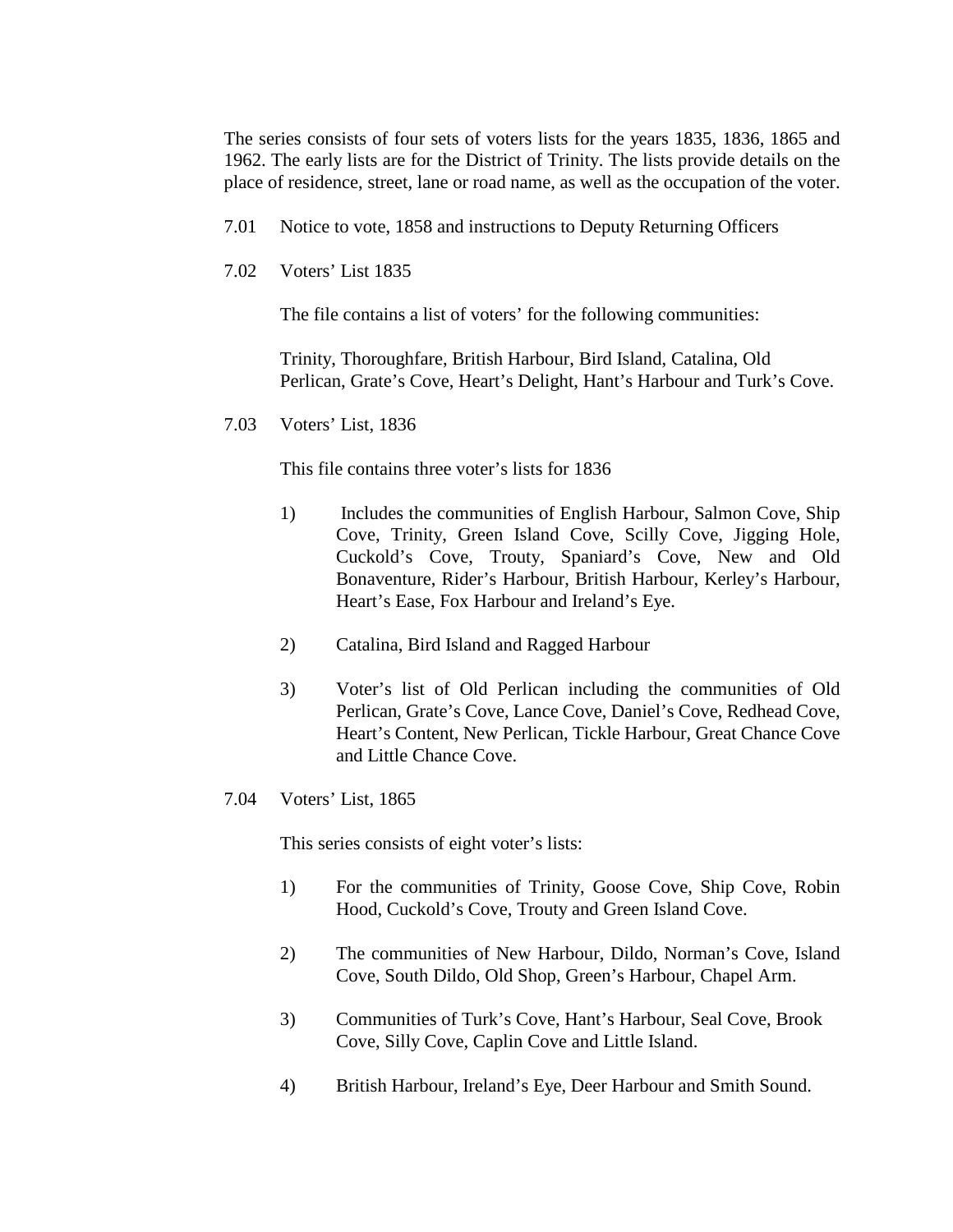The series consists of four sets of voters lists for the years 1835, 1836, 1865 and 1962. The early lists are for the District of Trinity. The lists provide details on the place of residence, street, lane or road name, as well as the occupation of the voter.

7.01 Notice to vote, 1858 and instructions to Deputy Returning Officers

7.02 Voters' List 1835

The file contains a list of voters' for the following communities:

Trinity, Thoroughfare, British Harbour, Bird Island, Catalina, Old Perlican, Grate's Cove, Heart's Delight, Hant's Harbour and Turk's Cove.

7.03 Voters' List, 1836

This file contains three voter's lists for 1836

1) Includes the communities of English Harbour, Salmon Cove, Ship Cove, Trinity, Green Island Cove, Scilly Cove, Jigging Hole, Cuckold's Cove, Trouty, Spaniard's Cove, New and Old Bonaventure, Rider's Harbour, British Harbour, Kerley's Harbour, Heart's Ease, Fox Harbour and Ireland's Eye.

2) Catalina, Bird Island and Ragged Harbour

3) Voter's list of Old Perlican including the communities of Old Perlican, Grate's Cove, Lance Cove, Daniel's Cove, Redhead Cove, Heart's Content, New Perlican, Tickle Harbour, Great Chance Cove and Little Chance Cove.

7.04 Voters' List, 1865

This series consists of eight voter's lists:

1) For the communities of Trinity, Goose Cove, Ship Cove, Robin Hood, Cuckold's Cove, Trouty and Green Island Cove.

2) The communities of New Harbour, Dildo, Norman's Cove, Island Cove, South Dildo, Old Shop, Green's Harbour, Chapel Arm.

3) Communities of Turk's Cove, Hant's Harbour, Seal Cove, Brook Cove, Silly Cove, Caplin Cove and Little Island.

4) British Harbour, Ireland's Eye, Deer Harbour and Smith Sound.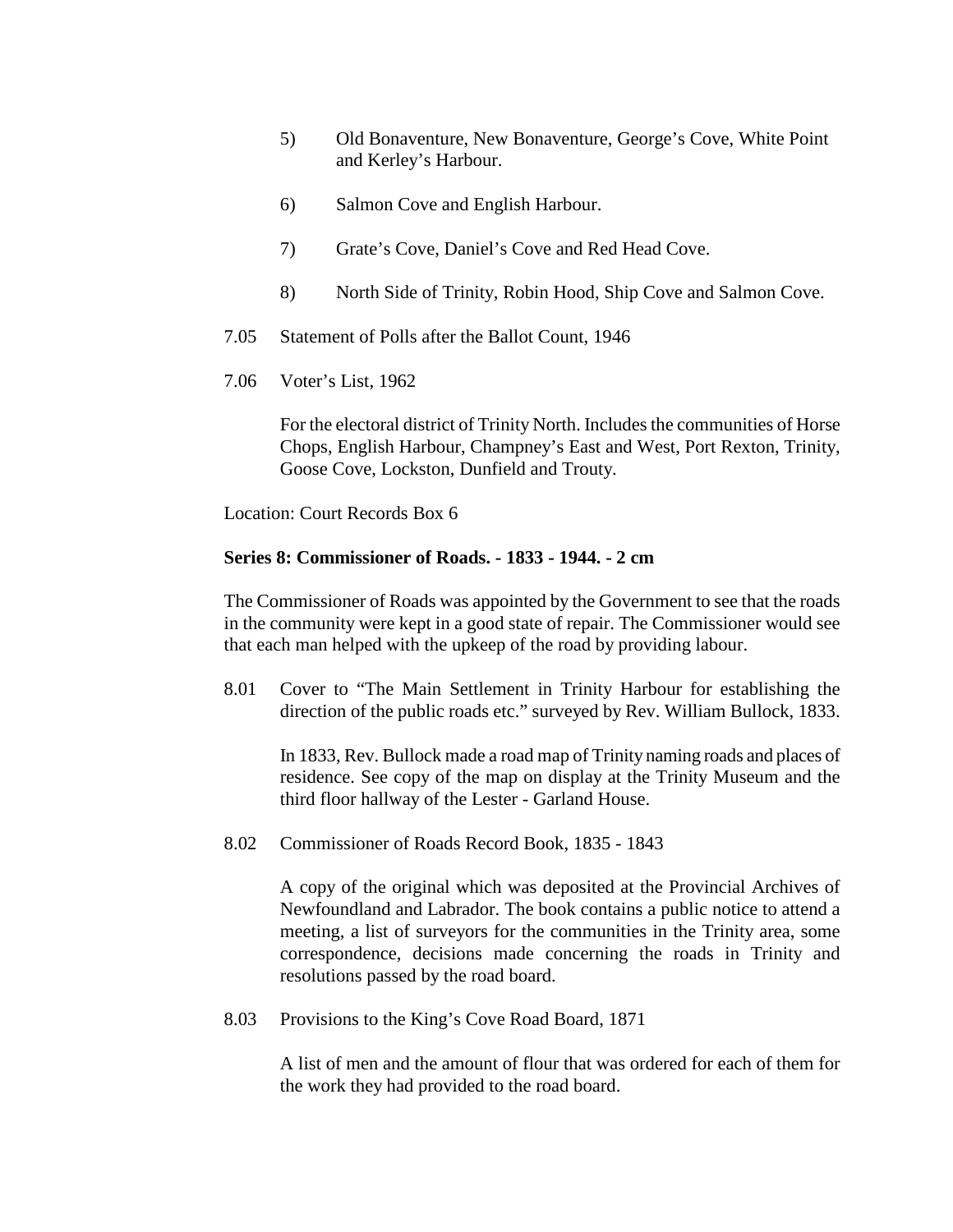5) Old Bonaventure, New Bonaventure, George's Cove, White Point and Kerley's Harbour.

6) Salmon Cove and English Harbour.

7) Grate's Cove, Daniel's Cove and Red Head Cove.

8) North Side of Trinity, Robin Hood, Ship Cove and Salmon Cove.

7.05 Statement of Polls after the Ballot Count, 1946

7.06 Voter's List, 1962

For the electoral district of Trinity North. Includes the communities of Horse Chops, English Harbour, Champney's East and West, Port Rexton, Trinity, Goose Cove, Lockston, Dunfield and Trouty.

Location: Court Records Box 6

**Series 8: Commissioner of Roads. - 1833 - 1944. - 2 cm**

The Commissioner of Roads was appointed by the Government to see that the roads in the community were kept in a good state of repair. The Commissioner would see that each man helped with the upkeep of the road by providing labour.

8.01 Cover to "The Main Settlement in Trinity Harbour for establishing the direction of the public roads etc." surveyed by Rev. William Bullock, 1833.

In 1833, Rev. Bullock made a road map of Trinity naming roads and places of residence. See copy of the map on display at the Trinity Museum and the third floor hallway of the Lester - Garland House.

8.02 Commissioner of Roads Record Book, 1835 - 1843

A copy of the original which was deposited at the Provincial Archives of Newfoundland and Labrador. The book contains a public notice to attend a meeting, a list of surveyors for the communities in the Trinity area, some correspondence, decisions made concerning the roads in Trinity and resolutions passed by the road board.

8.03 Provisions to the King's Cove Road Board, 1871

A list of men and the amount of flour that was ordered for each of them for the work they had provided to the road board.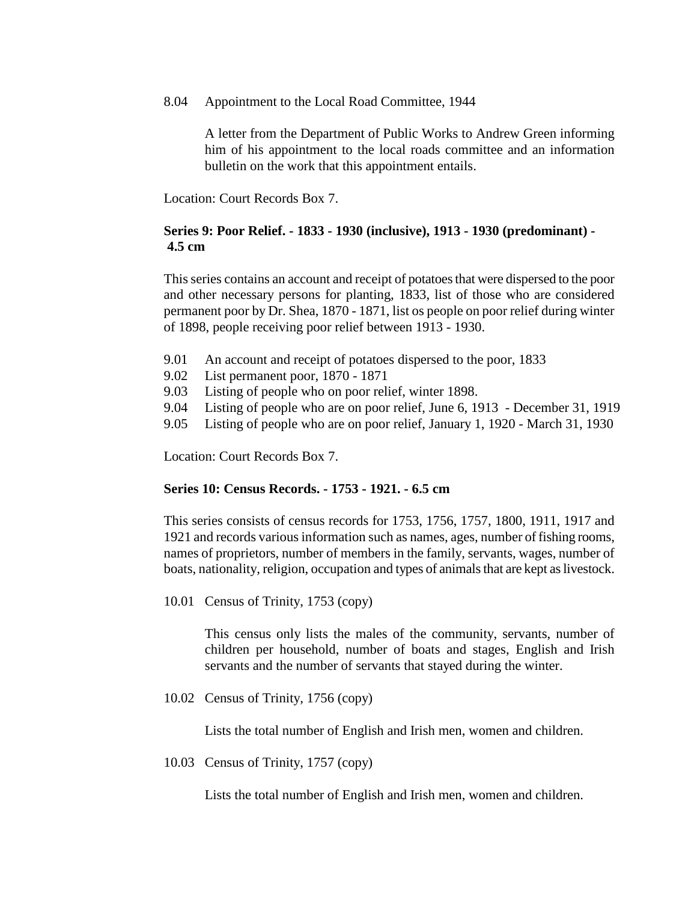8.04 Appointment to the Local Road Committee, 1944

A letter from the Department of Public Works to Andrew Green informing him of his appointment to the local roads committee and an information bulletin on the work that this appointment entails.

Location: Court Records Box 7.

**Series 9: Poor Relief. - 1833 - 1930 (inclusive), 1913 - 1930 (predominant) - 4.5 cm**

This series contains an account and receipt of potatoes that were dispersed to the poor and other necessary persons for planting, 1833, list of those who are considered permanent poor by Dr. Shea, 1870 - 1871, list os people on poor relief during winter of 1898, people receiving poor relief between 1913 - 1930.

9.01 An account and receipt of potatoes dispersed to the poor, 1833
9.02 List permanent poor, 1870 - 1871
9.03 Listing of people who on poor relief, winter 1898.
9.04 Listing of people who are on poor relief, June 6, 1913 - December 31, 1919
9.05 Listing of people who are on poor relief, January 1, 1920 - March 31, 1930

Location: Court Records Box 7.

**Series 10: Census Records. - 1753 - 1921. - 6.5 cm**

This series consists of census records for 1753, 1756, 1757, 1800, 1911, 1917 and 1921 and records various information such as names, ages, number of fishing rooms, names of proprietors, number of members in the family, servants, wages, number of boats, nationality, religion, occupation and types of animals that are kept as livestock.

10.01 Census of Trinity, 1753 (copy)

This census only lists the males of the community, servants, number of children per household, number of boats and stages, English and Irish servants and the number of servants that stayed during the winter.

10.02 Census of Trinity, 1756 (copy)

Lists the total number of English and Irish men, women and children.

10.03 Census of Trinity, 1757 (copy)

Lists the total number of English and Irish men, women and children.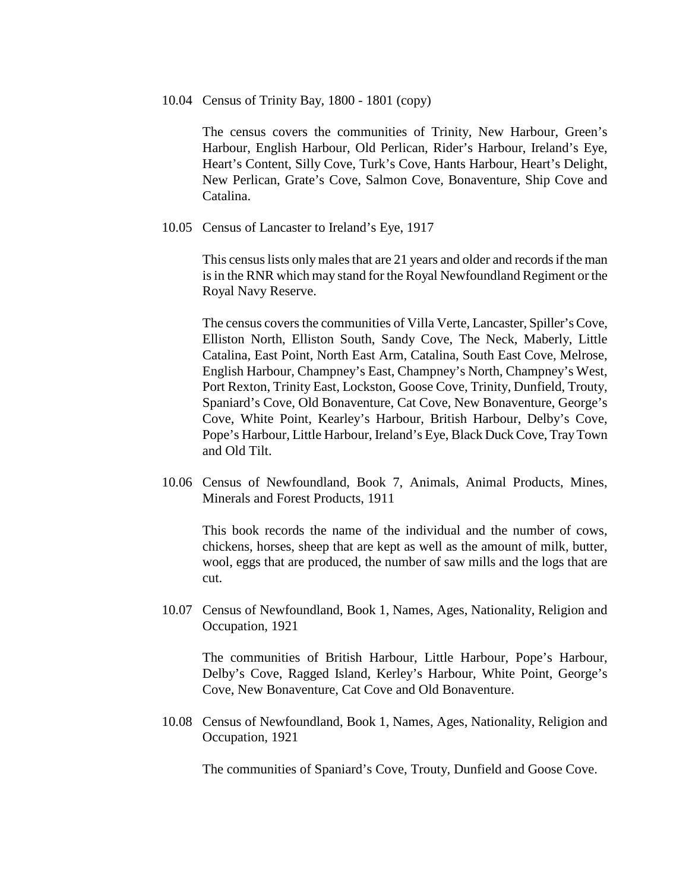10.04 Census of Trinity Bay, 1800 - 1801 (copy)

The census covers the communities of Trinity, New Harbour, Green's Harbour, English Harbour, Old Perlican, Rider's Harbour, Ireland's Eye, Heart's Content, Silly Cove, Turk's Cove, Hants Harbour, Heart's Delight, New Perlican, Grate's Cove, Salmon Cove, Bonaventure, Ship Cove and Catalina.

10.05 Census of Lancaster to Ireland's Eye, 1917

This census lists only males that are 21 years and older and records if the man is in the RNR which may stand for the Royal Newfoundland Regiment or the Royal Navy Reserve.

The census covers the communities of Villa Verte, Lancaster, Spiller's Cove, Elliston North, Elliston South, Sandy Cove, The Neck, Maberly, Little Catalina, East Point, North East Arm, Catalina, South East Cove, Melrose, English Harbour, Champney's East, Champney's North, Champney's West, Port Rexton, Trinity East, Lockston, Goose Cove, Trinity, Dunfield, Trouty, Spaniard's Cove, Old Bonaventure, Cat Cove, New Bonaventure, George's Cove, White Point, Kearley's Harbour, British Harbour, Delby's Cove, Pope's Harbour, Little Harbour, Ireland's Eye, Black Duck Cove, Tray Town and Old Tilt.

10.06 Census of Newfoundland, Book 7, Animals, Animal Products, Mines, Minerals and Forest Products, 1911

This book records the name of the individual and the number of cows, chickens, horses, sheep that are kept as well as the amount of milk, butter, wool, eggs that are produced, the number of saw mills and the logs that are cut.

10.07 Census of Newfoundland, Book 1, Names, Ages, Nationality, Religion and Occupation, 1921

The communities of British Harbour, Little Harbour, Pope's Harbour, Delby's Cove, Ragged Island, Kerley's Harbour, White Point, George's Cove, New Bonaventure, Cat Cove and Old Bonaventure.

10.08 Census of Newfoundland, Book 1, Names, Ages, Nationality, Religion and Occupation, 1921

The communities of Spaniard's Cove, Trouty, Dunfield and Goose Cove.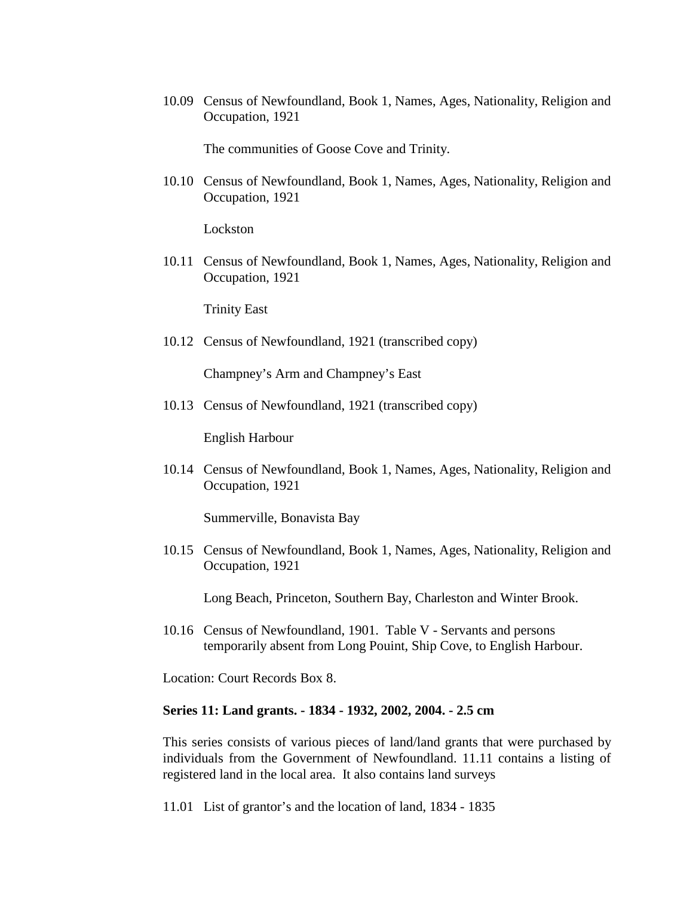10.09 Census of Newfoundland, Book 1, Names, Ages, Nationality, Religion and Occupation, 1921

The communities of Goose Cove and Trinity.

10.10 Census of Newfoundland, Book 1, Names, Ages, Nationality, Religion and Occupation, 1921

Lockston

10.11 Census of Newfoundland, Book 1, Names, Ages, Nationality, Religion and Occupation, 1921

Trinity East

10.12 Census of Newfoundland, 1921 (transcribed copy)

Champney's Arm and Champney's East

10.13 Census of Newfoundland, 1921 (transcribed copy)

English Harbour

10.14 Census of Newfoundland, Book 1, Names, Ages, Nationality, Religion and Occupation, 1921

Summerville, Bonavista Bay

10.15 Census of Newfoundland, Book 1, Names, Ages, Nationality, Religion and Occupation, 1921

Long Beach, Princeton, Southern Bay, Charleston and Winter Brook.

10.16 Census of Newfoundland, 1901. Table V - Servants and persons temporarily absent from Long Pouint, Ship Cove, to English Harbour.

Location: Court Records Box 8.

**Series 11: Land grants. - 1834 - 1932, 2002, 2004. - 2.5 cm**

This series consists of various pieces of land/land grants that were purchased by individuals from the Government of Newfoundland. 11.11 contains a listing of registered land in the local area. It also contains land surveys

11.01 List of grantor's and the location of land, 1834 - 1835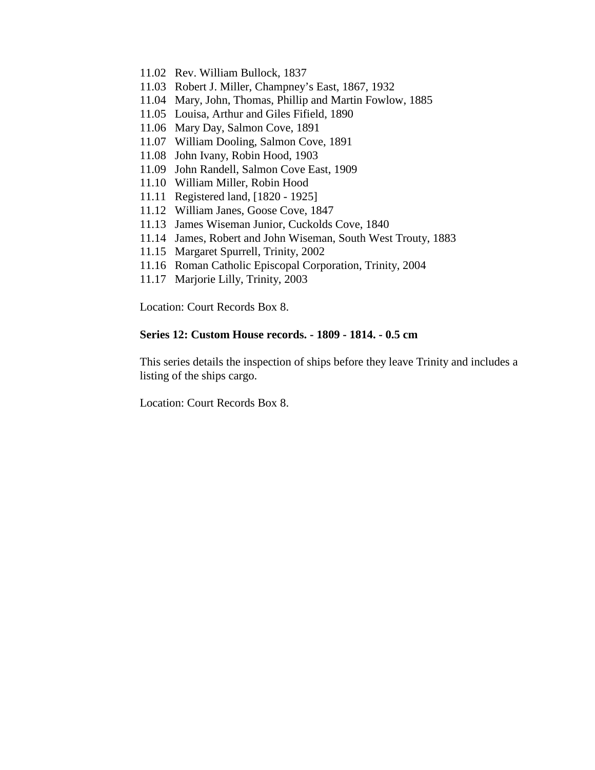11.02 Rev. William Bullock, 1837
11.03 Robert J. Miller, Champney's East, 1867, 1932
11.04 Mary, John, Thomas, Phillip and Martin Fowlow, 1885
11.05 Louisa, Arthur and Giles Fifield, 1890
11.06 Mary Day, Salmon Cove, 1891
11.07 William Dooling, Salmon Cove, 1891
11.08 John Ivany, Robin Hood, 1903
11.09 John Randell, Salmon Cove East, 1909
11.10 William Miller, Robin Hood
11.11 Registered land, [1820 - 1925]
11.12 William Janes, Goose Cove, 1847
11.13 James Wiseman Junior, Cuckolds Cove, 1840
11.14 James, Robert and John Wiseman, South West Trouty, 1883
11.15 Margaret Spurrell, Trinity, 2002
11.16 Roman Catholic Episcopal Corporation, Trinity, 2004
11.17 Marjorie Lilly, Trinity, 2003

Location: Court Records Box 8.

**Series 12: Custom House records. - 1809 - 1814. - 0.5 cm**

This series details the inspection of ships before they leave Trinity and includes a listing of the ships cargo.

Location: Court Records Box 8.